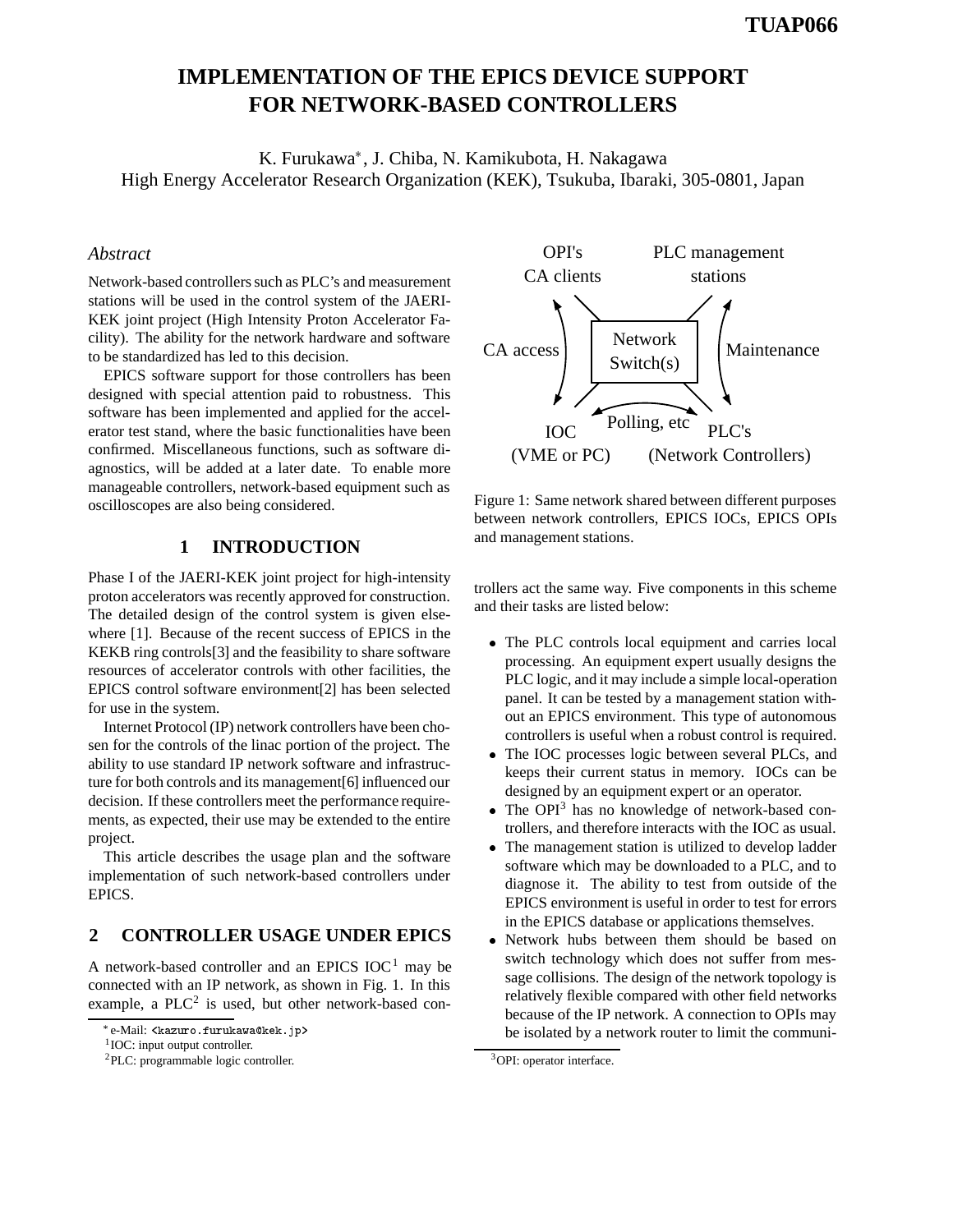# IMPLEMENTATION OF THE EPICS DEVICE SUPPORT FOR NETWORK-BASED CONTROLLERS

K. Furukawa*, J. Chiba, N. Kamikubota, H. Nakagawa
High Energy Accelerator Research Organization (KEK), Tsukuba, Ibaraki, 305-0801, Japan

## *Abstract*

Network-based controllers such as PLC's and measurement stations will be used in the control system of the JAERI-KEK joint project (High Intensity Proton Accelerator Facility). The ability for the network hardware and software to be standardized has led to this decision.

EPICS software support for those controllers has been designed with special attention paid to robustness. This software has been implemented and applied for the accelerator test stand, where the basic functionalities have been confirmed. Miscellaneous functions, such as software diagnostics, will be added at a later date. To enable more manageable controllers, network-based equipment such as oscilloscopes are also being considered.

## 1 INTRODUCTION

Phase I of the JAERI-KEK joint project for high-intensity proton accelerators was recently approved for construction. The detailed design of the control system is given elsewhere [1]. Because of the recent success of EPICS in the KEKB ring controls[3] and the feasibility to share software resources of accelerator controls with other facilities, the EPICS control software environment[2] has been selected for use in the system.

Internet Protocol (IP) network controllers have been chosen for the controls of the linac portion of the project. The ability to use standard IP network software and infrastructure for both controls and its management[6] influenced our decision. If these controllers meet the performance requirements, as expected, their use may be extended to the entire project.

This article describes the usage plan and the software implementation of such network-based controllers under EPICS.

## 2 CONTROLLER USAGE UNDER EPICS

A network-based controller and an EPICS IOC[1] may be connected with an IP network, as shown in Fig. 1. In this example, a PLC[2] is used, but other network-based controllers act the same way. Five components in this scheme and their tasks are listed below:

OPI's CA clients — PLC management stations — CA access — Network Switch(s) — Maintenance — IOC (VME or PC) — Polling, etc — PLC's (Network Controllers)

Figure 1: Same network shared between different purposes between network controllers, EPICS IOCs, EPICS OPIs and management stations.

- The PLC controls local equipment and carries local processing. An equipment expert usually designs the PLC logic, and it may include a simple local-operation panel. It can be tested by a management station without an EPICS environment. This type of autonomous controllers is useful when a robust control is required.
- The IOC processes logic between several PLCs, and keeps their current status in memory. IOCs can be designed by an equipment expert or an operator.
- The OPI[3] has no knowledge of network-based controllers, and therefore interacts with the IOC as usual.
- The management station is utilized to develop ladder software which may be downloaded to a PLC, and to diagnose it. The ability to test from outside of the EPICS environment is useful in order to test for errors in the EPICS database or applications themselves.
- Network hubs between them should be based on switch technology which does not suffer from message collisions. The design of the network topology is relatively flexible compared with other field networks because of the IP network. A connection to OPIs may be isolated by a network router to limit the communi-

---

* e-Mail: <kazuro.furukawa@kek.jp>

[1] IOC: input output controller.

[2] PLC: programmable logic controller.

[3] OPI: operator interface.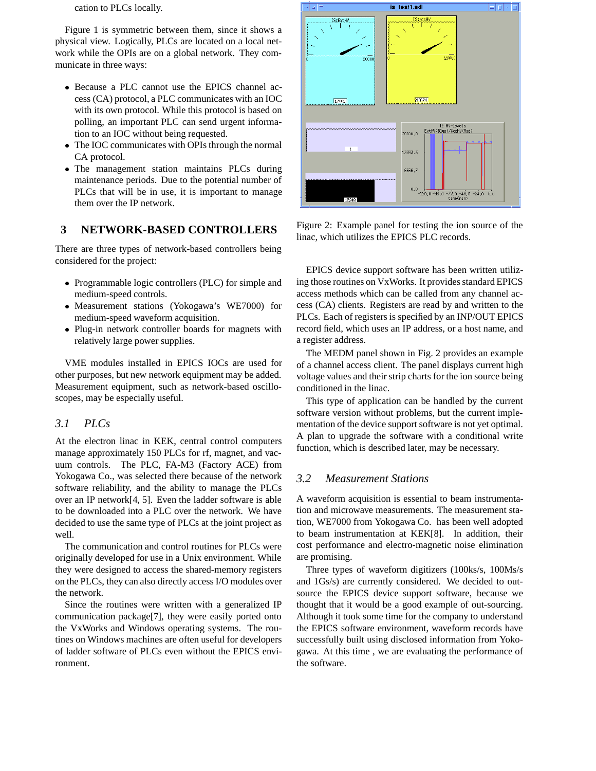cation to PLCs locally.

Figure 1 is symmetric between them, since it shows a physical view. Logically, PLCs are located on a local network while the OPIs are on a global network. They communicate in three ways:

- Because a PLC cannot use the EPICS channel access (CA) protocol, a PLC communicates with an IOC with its own protocol. While this protocol is based on polling, an important PLC can send urgent information to an IOC without being requested.
- The IOC communicates with OPIs through the normal CA protocol.
- The management station maintains PLCs during maintenance periods. Due to the potential number of PLCs that will be in use, it is important to manage them over the IP network.

## 3 NETWORK-BASED CONTROLLERS

There are three types of network-based controllers being considered for the project:

- Programmable logic controllers (PLC) for simple and medium-speed controls.
- Measurement stations (Yokogawa's WE7000) for medium-speed waveform acquisition.
- Plug-in network controller boards for magnets with relatively large power supplies.

VME modules installed in EPICS IOCs are used for other purposes, but new network equipment may be added. Measurement equipment, such as network-based oscilloscopes, may be especially useful.

### *3.1 PLCs*

At the electron linac in KEK, central control computers manage approximately 150 PLCs for rf, magnet, and vacuum controls. The PLC, FA-M3 (Factory ACE) from Yokogawa Co., was selected there because of the network software reliability, and the ability to manage the PLCs over an IP network[4, 5]. Even the ladder software is able to be downloaded into a PLC over the network. We have decided to use the same type of PLCs at the joint project as well.

The communication and control routines for PLCs were originally developed for use in a Unix environment. While they were designed to access the shared-memory registers on the PLCs, they can also directly access I/O modules over the network.

Since the routines were written with a generalized IP communication package[7], they were easily ported onto the VxWorks and Windows operating systems. The routines on Windows machines are often useful for developers of ladder software of PLCs even without the EPICS environment.

Figure 2: Example panel for testing the ion source of the linac, which utilizes the EPICS PLC records.

EPICS device support software has been written utilizing those routines on VxWorks. It provides standard EPICS access methods which can be called from any channel access (CA) clients. Registers are read by and written to the PLCs. Each of registers is specified by an INP/OUT EPICS record field, which uses an IP address, or a host name, and a register address.

The MEDM panel shown in Fig. 2 provides an example of a channel access client. The panel displays current high voltage values and their strip charts for the ion source being conditioned in the linac.

This type of application can be handled by the current software version without problems, but the current implementation of the device support software is not yet optimal. A plan to upgrade the software with a conditional write function, which is described later, may be necessary.

### *3.2 Measurement Stations*

A waveform acquisition is essential to beam instrumentation and microwave measurements. The measurement station, WE7000 from Yokogawa Co. has been well adopted to beam instrumentation at KEK[8]. In addition, their cost performance and electro-magnetic noise elimination are promising.

Three types of waveform digitizers (100ks/s, 100Ms/s and 1Gs/s) are currently considered. We decided to out-source the EPICS device support software, because we thought that it would be a good example of out-sourcing. Although it took some time for the company to understand the EPICS software environment, waveform records have successfully built using disclosed information from Yokogawa. At this time , we are evaluating the performance of the software.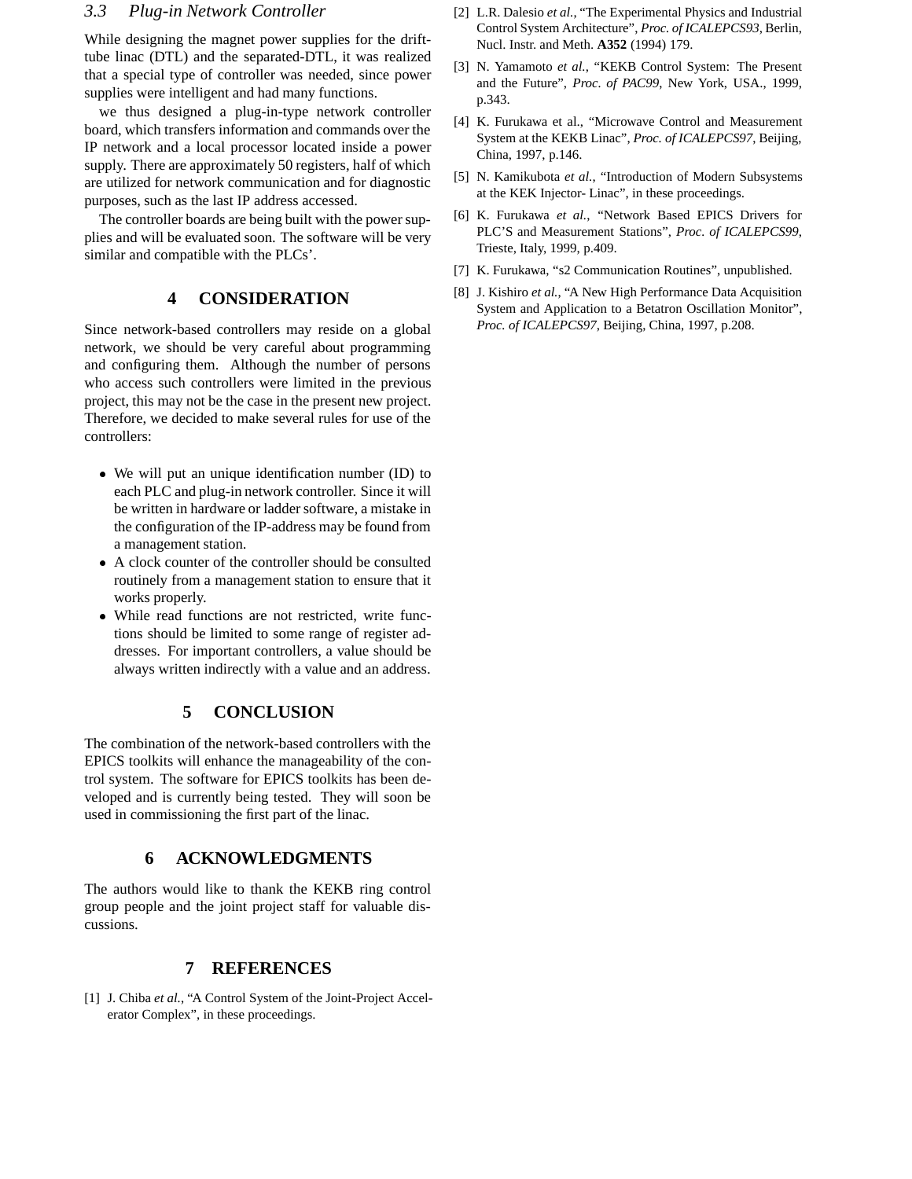### 3.3 Plug-in Network Controller

While designing the magnet power supplies for the drift-tube linac (DTL) and the separated-DTL, it was realized that a special type of controller was needed, since power supplies were intelligent and had many functions.

we thus designed a plug-in-type network controller board, which transfers information and commands over the IP network and a local processor located inside a power supply. There are approximately 50 registers, half of which are utilized for network communication and for diagnostic purposes, such as the last IP address accessed.

The controller boards are being built with the power supplies and will be evaluated soon. The software will be very similar and compatible with the PLCs'.

## 4 CONSIDERATION

Since network-based controllers may reside on a global network, we should be very careful about programming and configuring them. Although the number of persons who access such controllers were limited in the previous project, this may not be the case in the present new project. Therefore, we decided to make several rules for use of the controllers:

- We will put an unique identification number (ID) to each PLC and plug-in network controller. Since it will be written in hardware or ladder software, a mistake in the configuration of the IP-address may be found from a management station.
- A clock counter of the controller should be consulted routinely from a management station to ensure that it works properly.
- While read functions are not restricted, write functions should be limited to some range of register addresses. For important controllers, a value should be always written indirectly with a value and an address.

## 5 CONCLUSION

The combination of the network-based controllers with the EPICS toolkits will enhance the manageability of the control system. The software for EPICS toolkits has been developed and is currently being tested. They will soon be used in commissioning the first part of the linac.

## 6 ACKNOWLEDGMENTS

The authors would like to thank the KEKB ring control group people and the joint project staff for valuable discussions.

## 7 REFERENCES

[1] J. Chiba *et al.*, "A Control System of the Joint-Project Accelerator Complex", in these proceedings.

[2] L.R. Dalesio *et al.*, "The Experimental Physics and Industrial Control System Architecture", *Proc. of ICALEPCS93*, Berlin, Nucl. Instr. and Meth. **A352** (1994) 179.

[3] N. Yamamoto *et al.*, "KEKB Control System: The Present and the Future", *Proc. of PAC99*, New York, USA., 1999, p.343.

[4] K. Furukawa et al., "Microwave Control and Measurement System at the KEKB Linac", *Proc. of ICALEPCS97*, Beijing, China, 1997, p.146.

[5] N. Kamikubota *et al.*, "Introduction of Modern Subsystems at the KEK Injector- Linac", in these proceedings.

[6] K. Furukawa *et al.*, "Network Based EPICS Drivers for PLC'S and Measurement Stations", *Proc. of ICALEPCS99*, Trieste, Italy, 1999, p.409.

[7] K. Furukawa, "s2 Communication Routines", unpublished.

[8] J. Kishiro *et al.*, "A New High Performance Data Acquisition System and Application to a Betatron Oscillation Monitor", *Proc. of ICALEPCS97*, Beijing, China, 1997, p.208.